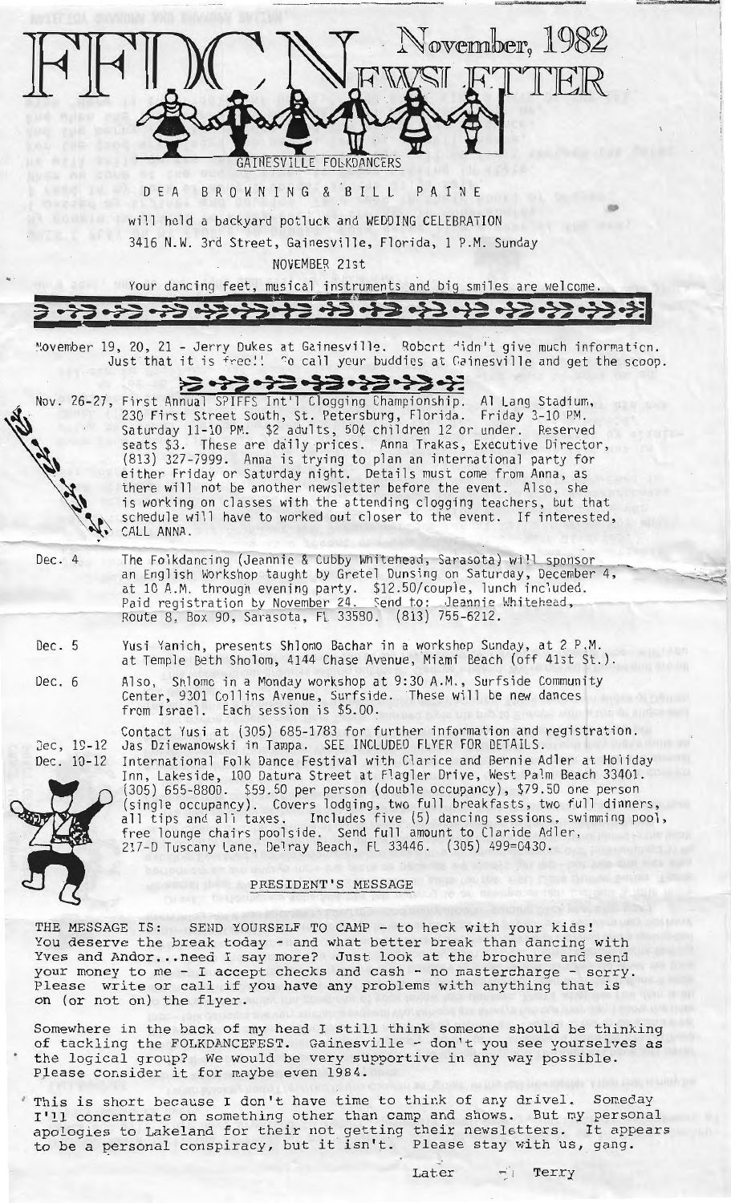# FFDC NEWSLETTER

November, 1982

GAINESVILLE FOLKDANCERS

DEA BROWNING & BILL PAINE

will hold a backyard potluck and WEDDING CELEBRATION

3416 N.W. 3rd Street, Gainesville, Florida, 1 P.M. Sunday

NOVEMBER 21st

Your dancing feet, musical instruments and big smiles are welcome.

---

November 19, 20, 21 - Jerry Dukes at Gainesville. Robert didn't give much information. Just that it is free!! So call your buddies at Gainesville and get the scoop.

---

Nov. 26-27, First Annual SPIFFS Int'l Clogging Championship. Al Lang Stadium, 230 First Street South, St. Petersburg, Florida. Friday 3-10 PM. Saturday 11-10 PM. $2 adults, 50¢ children 12 or under. Reserved seats $3. These are daily prices. Anna Trakas, Executive Director, (813) 327-7999. Anna is trying to plan an international party for either Friday or Saturday night. Details must come from Anna, as there will not be another newsletter before the event. Also, she is working on classes with the attending clogging teachers, but that schedule will have to worked out closer to the event. If interested, CALL ANNA.

Dec. 4 The Folkdancing (Jeannie & Cubby Whitehead, Sarasota) will sponsor an English Workshop taught by Gretel Dunsing on Saturday, December 4, at 10 A.M. through evening party. $12.50/couple, lunch included. Paid registration by November 24. Send to: Jeannie Whitehead, Route 8, Box 90, Sarasota, FL 33580. (813) 755-6212.

Dec. 5 Yusi Yanich, presents Shlomo Bachar in a workshop Sunday, at 2 P.M. at Temple Beth Sholom, 4144 Chase Avenue, Miami Beach (off 41st St.).

Dec. 6 Also, Shlomo in a Monday workshop at 9:30 A.M., Surfside Community Center, 9301 Collins Avenue, Surfside. These will be new dances from Israel. Each session is $5.00.

Contact Yusi at (305) 685-1783 for further information and registration.

Dec. 10-12 Jas Dziewanowski in Tampa. SEE INCLUDED FLYER FOR DETAILS.

Dec. 10-12 International Folk Dance Festival with Clarice and Bernie Adler at Holiday Inn, Lakeside, 100 Datura Street at Flagler Drive, West Palm Beach 33401. (305) 655-8800. $59.50 per person (double occupancy), $79.50 one person (single occupancy). Covers lodging, two full breakfasts, two full dinners, all tips and all taxes. Includes five (5) dancing sessions, swimming pool, free lounge chairs poolside. Send full amount to Claride Adler, 217-D Tuscany Lane, Delray Beach, FL 33446. (305) 499-0430.

## PRESIDENT'S MESSAGE

THE MESSAGE IS: SEND YOURSELF TO CAMP - to heck with your kids! You deserve the break today - and what better break than dancing with Yves and Andor...need I say more? Just look at the brochure and send your money to me - I accept checks and cash - no mastercharge - sorry. Please write or call if you have any problems with anything that is on (or not on) the flyer.

Somewhere in the back of my head I still think someone should be thinking of tackling the FOLKDANCEFEST. Gainesville - don't you see yourselves as the logical group? We would be very supportive in any way possible. Please consider it for maybe even 1984.

This is short because I don't have time to think of any drivel. Someday I'll concentrate on something other than camp and shows. But my personal apologies to Lakeland for their not getting their newsletters. It appears to be a personal conspiracy, but it isn't. Please stay with us, gang.

Later - Terry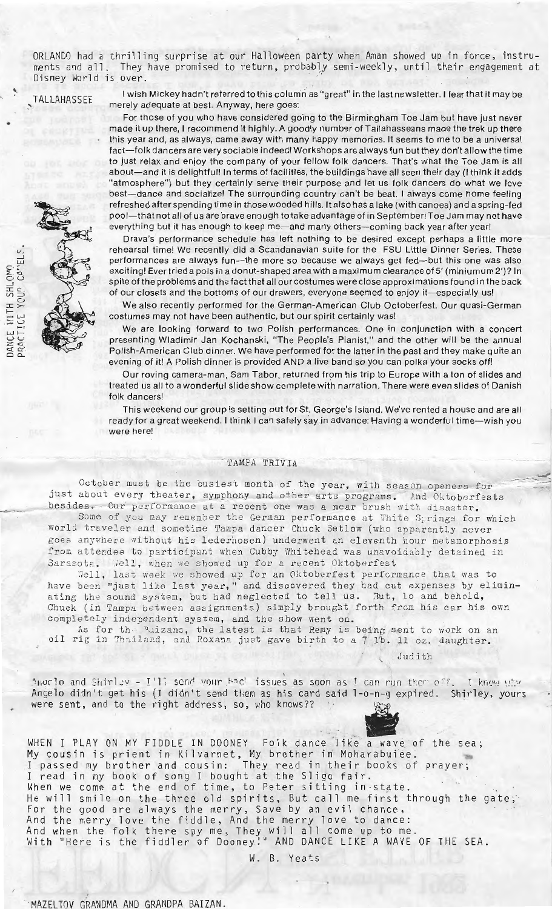ORLANDO had a thrilling surprise at our Halloween party when Aman showed up in force, instruments and all. They have promised to return, probably semi-weekly, until their engagement at Disney World is over.

TALLAHASSEE

I wish Mickey hadn't referred to this column as "great" in the last newsletter. I fear that it may be merely adequate at best. Anyway, here goes:

For those of you who have considered going to the Birmingham Toe Jam but have just never made it up there, I recommend it highly. A goodly number of Tallahasseans made the trek up there this year and, as always, came away with many happy memories. It seems to me to be a universal fact—folk dancers are very sociable indeed! Workshops are always fun but they don't allow the time to just relax and enjoy the company of your fellow folk dancers. That's what the Toe Jam is all about—and it is delightful! In terms of facilities, the buildings have all seen their day (I think it adds "atmosphere") but they certainly serve their purpose and let us folk dancers do what we love best—dance and socialize! The surrounding country can't be beat. I always come home feeling refreshed after spending time in those wooded hills. It also has a lake (with canoes) and a spring-fed pool—that not all of us are brave enough to take advantage of in September! Toe Jam may not have everything but it has enough to keep me—and many others—coming back year after year!

DANCE WITH SHLOMO
PRACTICE YOUR CAMELS

Drava's performance schedule has left nothing to be desired except perhaps a little more rehearsal time! We recently did a Scandanavian suite for the FSU Little Dinner Series. These performances are always fun—the more so because we always get fed—but this one was also exciting! Ever tried a pols in a donut-shaped area with a maximum clearance of 5' (miniumum 2')? In spite of the problems and the fact that all our costumes were close approximations found in the back of our closets and the bottoms of our drawers, everyone seemed to enjoy it—especially us!

We also recently performed for the German-American Club Octoberfest. Our quasi-German costumes may not have been authentic, but our spirit certainly was!

We are looking forward to two Polish performances. One in conjunction with a concert presenting Wladimir Jan Kochanski, "The People's Pianist," and the other will be the annual Polish-American Club dinner. We have performed for the latter in the past and they make quite an evening of it! A Polish dinner is provided AND a live band so you can polka your socks off!

Our roving camera-man, Sam Tabor, returned from his trip to Europe with a ton of slides and treated us all to a wonderful slide show complete with narration. There were even slides of Danish folk dancers!

This weekend our group is setting out for St. George's Island. We've rented a house and are all ready for a great weekend. I think I can safely say in advance: Having a wonderful time—wish you were here!

## TAMPA TRIVIA

October must be the busiest month of the year, with season openers for just about every theater, symphony and other arts programs. And Oktoberfests besides. Our performance at a recent one was a near brush with disaster.

Some of you may remember the German performance at White Springs for which world traveler and sometime Tampa dancer Chuck Setlow (who apparently never goes anywhere without his lederhosen) underwent an eleventh hour metamorphosis from attendee to participant when Cubby Whitehead was unavoidably detained in Sarasota. Well, when we showed up for a recent Oktoberfest

Well, last week we showed up for an Oktoberfest performance that was to have been "just like last year," and discovered they had cut expenses by eliminating the sound system, but had neglected to tell us. But, lo and behold, Chuck (in Tampa between assignments) simply brought forth from his car his own completely independent system, and the show went on.

As for the Baizans, the latest is that Remy is being sent to work on an oil rig in Thailand, and Roxana just gave birth to a 7 lb. 11 oz. daughter.

Judith

Angelo and Shirley - I'll send your back issues as soon as I can run them off. I know why Angelo didn't get his (I didn't send them as his card said l-o-n-g expired. Shirley, yours were sent, and to the right address, so, who knows??

WHEN I PLAY ON MY FIDDLE IN DOONEY Folk dance like a wave of the sea;
My cousin is prient in Kilvarnet, My brother in Moharabuiee.
I passed my brother and cousin: They read in their books of prayer;
I read in my book of song I bought at the Sligo fair.
When we come at the end of time, to Peter sitting in state.
He will smile on the three old spirits, But call me first through the gate;
For the good are always the merry, Save by an evil chance,
And the merry love the fiddle, And the merry love to dance:
And when the folk there spy me, They will all come up to me.
With "Here is the fiddler of Dooney!" AND DANCE LIKE A WAVE OF THE SEA.

W. B. Yeats

MAZELTOV GRANDMA AND GRANDPA BAIZAN.